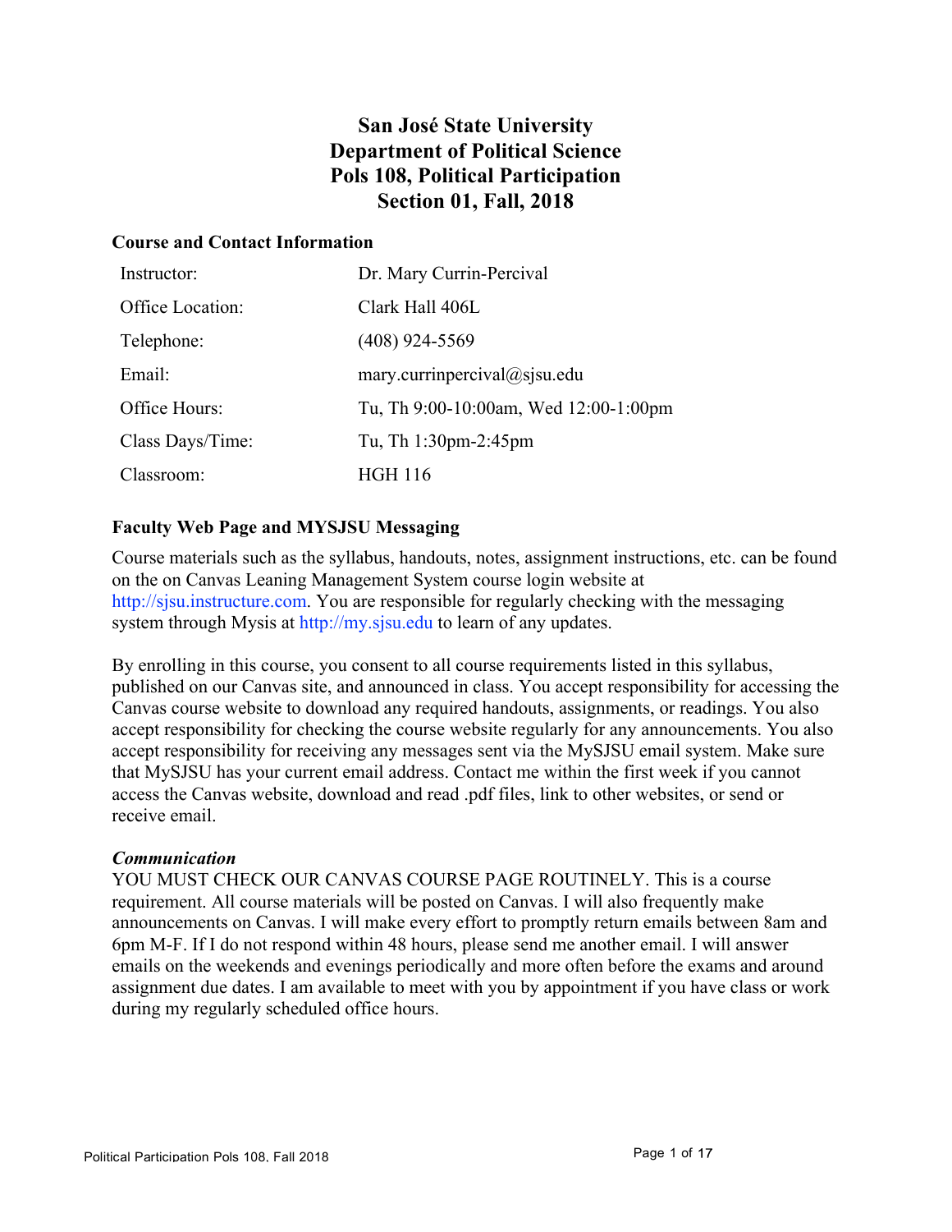# San José State University
# Department of Political Science
# Pols 108, Political Participation
# Section 01, Fall, 2018

## Course and Contact Information

| | |
|---|---|
| Instructor: | Dr. Mary Currin-Percival |
| Office Location: | Clark Hall 406L |
| Telephone: | (408) 924-5569 |
| Email: | mary.currinpercival@sjsu.edu |
| Office Hours: | Tu, Th 9:00-10:00am, Wed 12:00-1:00pm |
| Class Days/Time: | Tu, Th 1:30pm-2:45pm |
| Classroom: | HGH 116 |

## Faculty Web Page and MYSJSU Messaging

Course materials such as the syllabus, handouts, notes, assignment instructions, etc. can be found on the on Canvas Leaning Management System course login website at http://sjsu.instructure.com. You are responsible for regularly checking with the messaging system through Mysis at http://my.sjsu.edu to learn of any updates.

By enrolling in this course, you consent to all course requirements listed in this syllabus, published on our Canvas site, and announced in class. You accept responsibility for accessing the Canvas course website to download any required handouts, assignments, or readings. You also accept responsibility for checking the course website regularly for any announcements. You also accept responsibility for receiving any messages sent via the MySJSU email system. Make sure that MySJSU has your current email address. Contact me within the first week if you cannot access the Canvas website, download and read .pdf files, link to other websites, or send or receive email.

### *Communication*

YOU MUST CHECK OUR CANVAS COURSE PAGE ROUTINELY. This is a course requirement. All course materials will be posted on Canvas. I will also frequently make announcements on Canvas. I will make every effort to promptly return emails between 8am and 6pm M-F. If I do not respond within 48 hours, please send me another email. I will answer emails on the weekends and evenings periodically and more often before the exams and around assignment due dates. I am available to meet with you by appointment if you have class or work during my regularly scheduled office hours.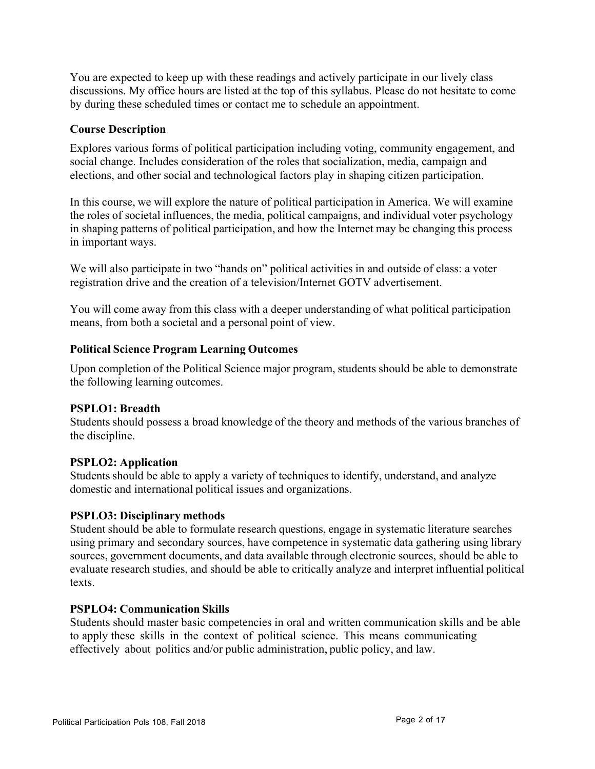You are expected to keep up with these readings and actively participate in our lively class discussions. My office hours are listed at the top of this syllabus. Please do not hesitate to come by during these scheduled times or contact me to schedule an appointment.

### Course Description

Explores various forms of political participation including voting, community engagement, and social change. Includes consideration of the roles that socialization, media, campaign and elections, and other social and technological factors play in shaping citizen participation.

In this course, we will explore the nature of political participation in America. We will examine the roles of societal influences, the media, political campaigns, and individual voter psychology in shaping patterns of political participation, and how the Internet may be changing this process in important ways.

We will also participate in two "hands on" political activities in and outside of class: a voter registration drive and the creation of a television/Internet GOTV advertisement.

You will come away from this class with a deeper understanding of what political participation means, from both a societal and a personal point of view.

### Political Science Program Learning Outcomes

Upon completion of the Political Science major program, students should be able to demonstrate the following learning outcomes.

**PSPLO1: Breadth**
Students should possess a broad knowledge of the theory and methods of the various branches of the discipline.

**PSPLO2: Application**
Students should be able to apply a variety of techniques to identify, understand, and analyze domestic and international political issues and organizations.

**PSPLO3: Disciplinary methods**
Student should be able to formulate research questions, engage in systematic literature searches using primary and secondary sources, have competence in systematic data gathering using library sources, government documents, and data available through electronic sources, should be able to evaluate research studies, and should be able to critically analyze and interpret influential political texts.

**PSPLO4: Communication Skills**
Students should master basic competencies in oral and written communication skills and be able to apply these skills in the context of political science. This means communicating effectively about politics and/or public administration, public policy, and law.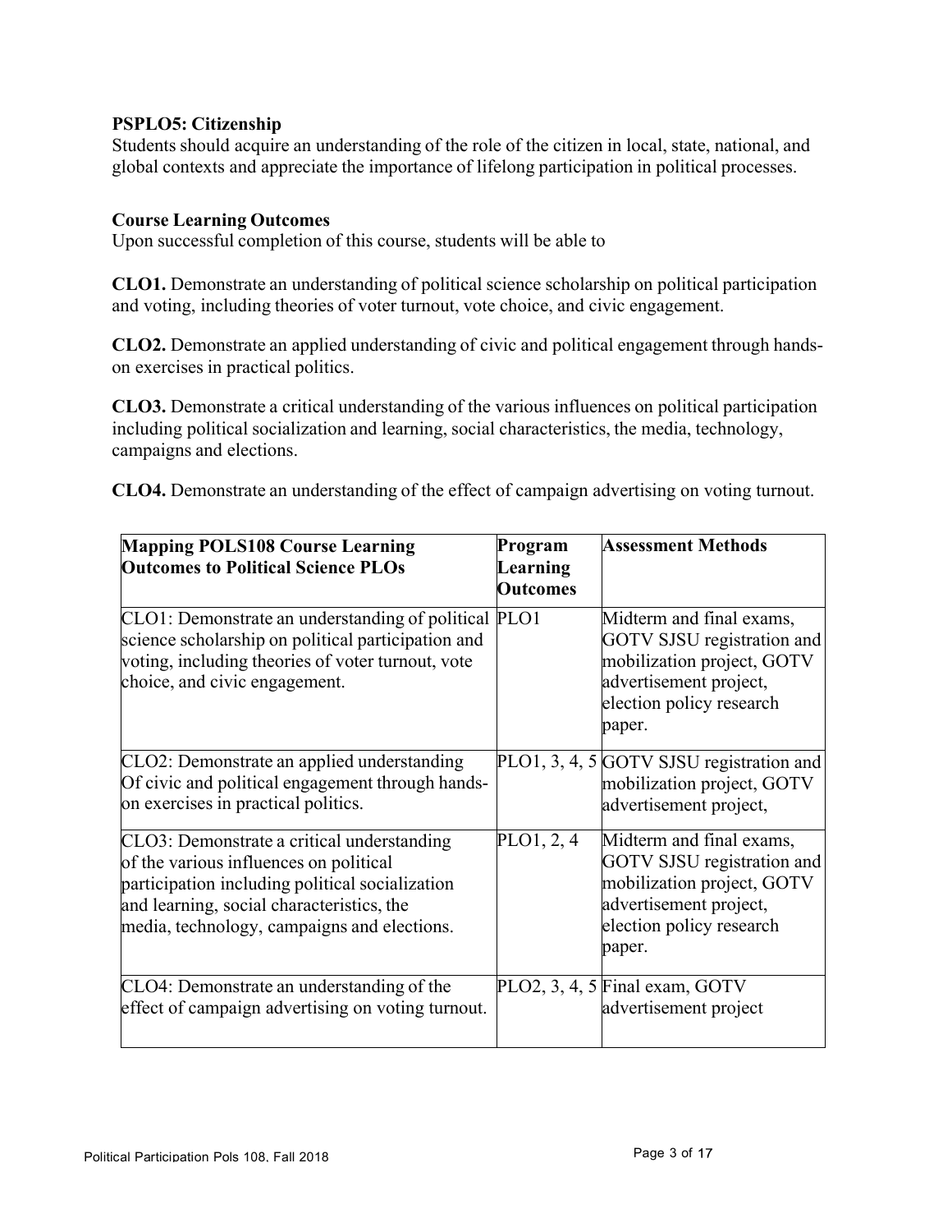**PSPLO5: Citizenship**
Students should acquire an understanding of the role of the citizen in local, state, national, and global contexts and appreciate the importance of lifelong participation in political processes.

**Course Learning Outcomes**
Upon successful completion of this course, students will be able to

**CLO1.** Demonstrate an understanding of political science scholarship on political participation and voting, including theories of voter turnout, vote choice, and civic engagement.

**CLO2.** Demonstrate an applied understanding of civic and political engagement through hands-on exercises in practical politics.

**CLO3.** Demonstrate a critical understanding of the various influences on political participation including political socialization and learning, social characteristics, the media, technology, campaigns and elections.

**CLO4.** Demonstrate an understanding of the effect of campaign advertising on voting turnout.

| **Mapping POLS108 Course Learning Outcomes to Political Science PLOs** | **Program Learning Outcomes** | **Assessment Methods** |
|---|---|---|
| CLO1: Demonstrate an understanding of political science scholarship on political participation and voting, including theories of voter turnout, vote choice, and civic engagement. | PLO1 | Midterm and final exams, GOTV SJSU registration and mobilization project, GOTV advertisement project, election policy research paper. |
| CLO2: Demonstrate an applied understanding Of civic and political engagement through hands-on exercises in practical politics. | PLO1, 3, 4, 5 | GOTV SJSU registration and mobilization project, GOTV advertisement project, |
| CLO3: Demonstrate a critical understanding of the various influences on political participation including political socialization and learning, social characteristics, the media, technology, campaigns and elections. | PLO1, 2, 4 | Midterm and final exams, GOTV SJSU registration and mobilization project, GOTV advertisement project, election policy research paper. |
| CLO4: Demonstrate an understanding of the effect of campaign advertising on voting turnout. | PLO2, 3, 4, 5 | Final exam, GOTV advertisement project |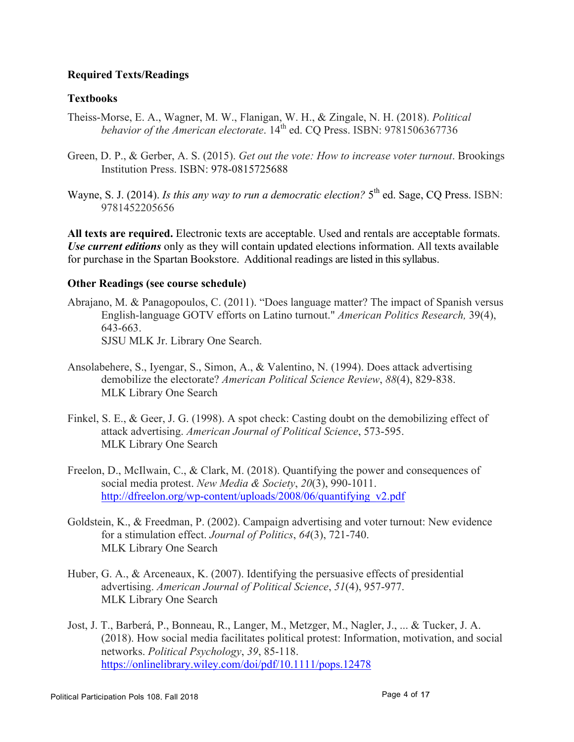### Required Texts/Readings

#### Textbooks

Theiss-Morse, E. A., Wagner, M. W., Flanigan, W. H., & Zingale, N. H. (2018). *Political behavior of the American electorate*. 14th ed. CQ Press. ISBN: 9781506367736

Green, D. P., & Gerber, A. S. (2015). *Get out the vote: How to increase voter turnout*. Brookings Institution Press. ISBN: 978-0815725688

Wayne, S. J. (2014). *Is this any way to run a democratic election?* 5th ed. Sage, CQ Press. ISBN: 9781452205656

**All texts are required.** Electronic texts are acceptable. Used and rentals are acceptable formats. ***Use current editions*** only as they will contain updated elections information. All texts available for purchase in the Spartan Bookstore. Additional readings are listed in this syllabus.

#### Other Readings (see course schedule)

Abrajano, M. & Panagopoulos, C. (2011). "Does language matter? The impact of Spanish versus English-language GOTV efforts on Latino turnout." *American Politics Research,* 39(4), 643-663.
SJSU MLK Jr. Library One Search.

Ansolabehere, S., Iyengar, S., Simon, A., & Valentino, N. (1994). Does attack advertising demobilize the electorate? *American Political Science Review*, *88*(4), 829-838.
MLK Library One Search

Finkel, S. E., & Geer, J. G. (1998). A spot check: Casting doubt on the demobilizing effect of attack advertising. *American Journal of Political Science*, 573-595.
MLK Library One Search

Freelon, D., McIlwain, C., & Clark, M. (2018). Quantifying the power and consequences of social media protest. *New Media & Society*, *20*(3), 990-1011.
http://dfreelon.org/wp-content/uploads/2008/06/quantifying_v2.pdf

Goldstein, K., & Freedman, P. (2002). Campaign advertising and voter turnout: New evidence for a stimulation effect. *Journal of Politics*, *64*(3), 721-740.
MLK Library One Search

Huber, G. A., & Arceneaux, K. (2007). Identifying the persuasive effects of presidential advertising. *American Journal of Political Science*, *51*(4), 957-977.
MLK Library One Search

Jost, J. T., Barberá, P., Bonneau, R., Langer, M., Metzger, M., Nagler, J., ... & Tucker, J. A. (2018). How social media facilitates political protest: Information, motivation, and social networks. *Political Psychology*, *39*, 85-118.
https://onlinelibrary.wiley.com/doi/pdf/10.1111/pops.12478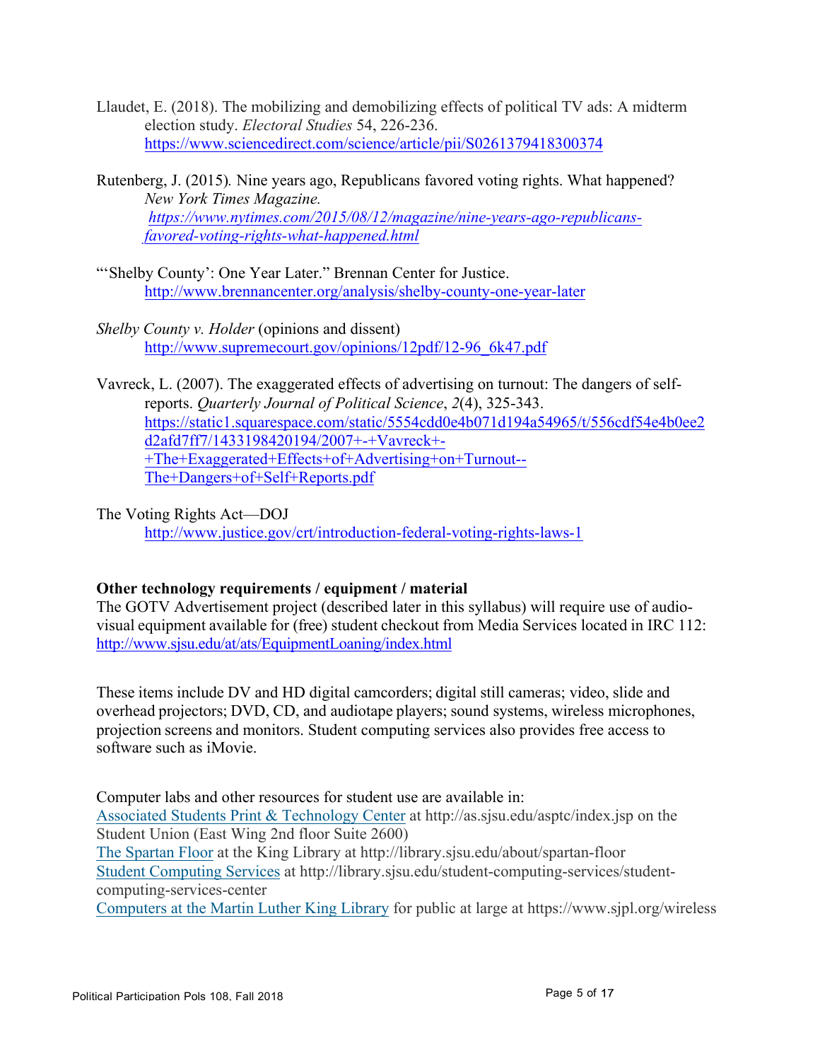Llaudet, E. (2018). The mobilizing and demobilizing effects of political TV ads: A midterm election study. *Electoral Studies* 54, 226-236. https://www.sciencedirect.com/science/article/pii/S0261379418300374

Rutenberg, J. (2015). Nine years ago, Republicans favored voting rights. What happened? *New York Times Magazine.* *https://www.nytimes.com/2015/08/12/magazine/nine-years-ago-republicans-favored-voting-rights-what-happened.html*

"'Shelby County': One Year Later." Brennan Center for Justice. http://www.brennancenter.org/analysis/shelby-county-one-year-later

*Shelby County v. Holder* (opinions and dissent) http://www.supremecourt.gov/opinions/12pdf/12-96_6k47.pdf

Vavreck, L. (2007). The exaggerated effects of advertising on turnout: The dangers of self-reports. *Quarterly Journal of Political Science*, *2*(4), 325-343. https://static1.squarespace.com/static/5554cdd0e4b071d194a54965/t/556cdf54e4b0ee2d2afd7ff7/1433198420194/2007+-+Vavreck+-+The+Exaggerated+Effects+of+Advertising+on+Turnout--The+Dangers+of+Self+Reports.pdf

The Voting Rights Act—DOJ http://www.justice.gov/crt/introduction-federal-voting-rights-laws-1

**Other technology requirements / equipment / material**

The GOTV Advertisement project (described later in this syllabus) will require use of audio-visual equipment available for (free) student checkout from Media Services located in IRC 112: http://www.sjsu.edu/at/ats/EquipmentLoaning/index.html

These items include DV and HD digital camcorders; digital still cameras; video, slide and overhead projectors; DVD, CD, and audiotape players; sound systems, wireless microphones, projection screens and monitors. Student computing services also provides free access to software such as iMovie.

Computer labs and other resources for student use are available in:
Associated Students Print & Technology Center at http://as.sjsu.edu/asptc/index.jsp on the Student Union (East Wing 2nd floor Suite 2600)
The Spartan Floor at the King Library at http://library.sjsu.edu/about/spartan-floor
Student Computing Services at http://library.sjsu.edu/student-computing-services/student-computing-services-center
Computers at the Martin Luther King Library for public at large at https://www.sjpl.org/wireless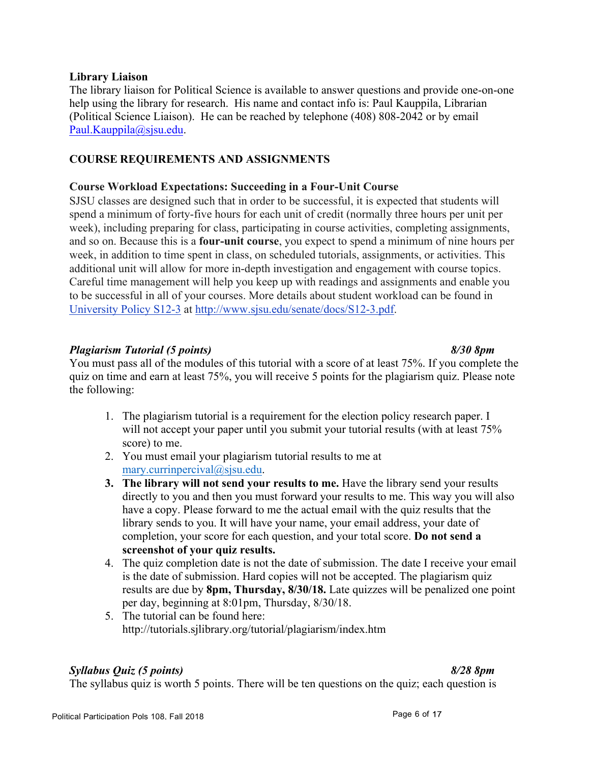### Library Liaison

The library liaison for Political Science is available to answer questions and provide one-on-one help using the library for research. His name and contact info is: Paul Kauppila, Librarian (Political Science Liaison). He can be reached by telephone (408) 808-2042 or by email Paul.Kauppila@sjsu.edu.

## COURSE REQUIREMENTS AND ASSIGNMENTS

### Course Workload Expectations: Succeeding in a Four-Unit Course

SJSU classes are designed such that in order to be successful, it is expected that students will spend a minimum of forty-five hours for each unit of credit (normally three hours per unit per week), including preparing for class, participating in course activities, completing assignments, and so on. Because this is a **four-unit course**, you expect to spend a minimum of nine hours per week, in addition to time spent in class, on scheduled tutorials, assignments, or activities. This additional unit will allow for more in-depth investigation and engagement with course topics. Careful time management will help you keep up with readings and assignments and enable you to be successful in all of your courses. More details about student workload can be found in University Policy S12-3 at http://www.sjsu.edu/senate/docs/S12-3.pdf.

### *Plagiarism Tutorial (5 points)* — *8/30 8pm*

You must pass all of the modules of this tutorial with a score of at least 75%. If you complete the quiz on time and earn at least 75%, you will receive 5 points for the plagiarism quiz. Please note the following:

1. The plagiarism tutorial is a requirement for the election policy research paper. I will not accept your paper until you submit your tutorial results (with at least 75% score) to me.
2. You must email your plagiarism tutorial results to me at mary.currinpercival@sjsu.edu.
3. **The library will not send your results to me.** Have the library send your results directly to you and then you must forward your results to me. This way you will also have a copy. Please forward to me the actual email with the quiz results that the library sends to you. It will have your name, your email address, your date of completion, your score for each question, and your total score. **Do not send a screenshot of your quiz results.**
4. The quiz completion date is not the date of submission. The date I receive your email is the date of submission. Hard copies will not be accepted. The plagiarism quiz results are due by **8pm, Thursday, 8/30/18.** Late quizzes will be penalized one point per day, beginning at 8:01pm, Thursday, 8/30/18.
5. The tutorial can be found here: http://tutorials.sjlibrary.org/tutorial/plagiarism/index.htm

### *Syllabus Quiz (5 points)* — *8/28 8pm*

The syllabus quiz is worth 5 points. There will be ten questions on the quiz; each question is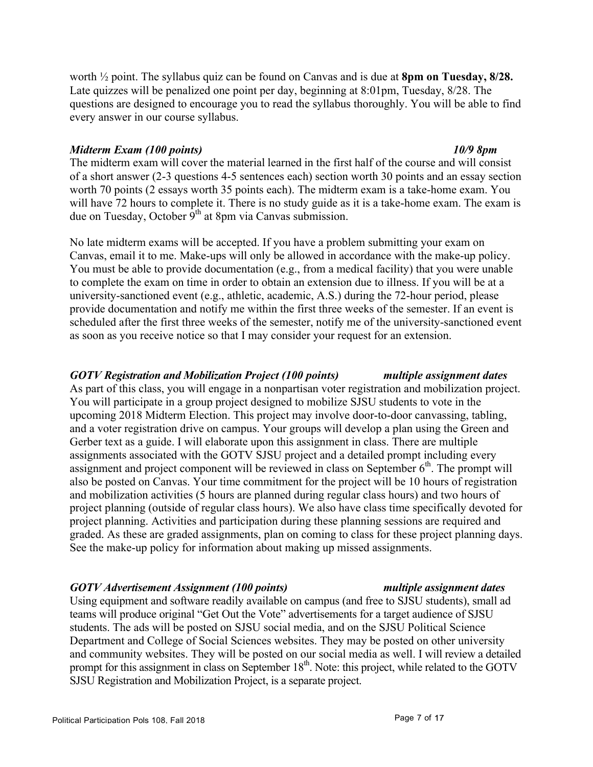worth ½ point. The syllabus quiz can be found on Canvas and is due at **8pm on Tuesday, 8/28.** Late quizzes will be penalized one point per day, beginning at 8:01pm, Tuesday, 8/28. The questions are designed to encourage you to read the syllabus thoroughly. You will be able to find every answer in our course syllabus.

***Midterm Exam (100 points)*** ***10/9 8pm***

The midterm exam will cover the material learned in the first half of the course and will consist of a short answer (2-3 questions 4-5 sentences each) section worth 30 points and an essay section worth 70 points (2 essays worth 35 points each). The midterm exam is a take-home exam. You will have 72 hours to complete it. There is no study guide as it is a take-home exam. The exam is due on Tuesday, October 9th at 8pm via Canvas submission.

No late midterm exams will be accepted. If you have a problem submitting your exam on Canvas, email it to me. Make-ups will only be allowed in accordance with the make-up policy. You must be able to provide documentation (e.g., from a medical facility) that you were unable to complete the exam on time in order to obtain an extension due to illness. If you will be at a university-sanctioned event (e.g., athletic, academic, A.S.) during the 72-hour period, please provide documentation and notify me within the first three weeks of the semester. If an event is scheduled after the first three weeks of the semester, notify me of the university-sanctioned event as soon as you receive notice so that I may consider your request for an extension.

***GOTV Registration and Mobilization Project (100 points)*** ***multiple assignment dates***

As part of this class, you will engage in a nonpartisan voter registration and mobilization project. You will participate in a group project designed to mobilize SJSU students to vote in the upcoming 2018 Midterm Election. This project may involve door-to-door canvassing, tabling, and a voter registration drive on campus. Your groups will develop a plan using the Green and Gerber text as a guide. I will elaborate upon this assignment in class. There are multiple assignments associated with the GOTV SJSU project and a detailed prompt including every assignment and project component will be reviewed in class on September 6th. The prompt will also be posted on Canvas. Your time commitment for the project will be 10 hours of registration and mobilization activities (5 hours are planned during regular class hours) and two hours of project planning (outside of regular class hours). We also have class time specifically devoted for project planning. Activities and participation during these planning sessions are required and graded. As these are graded assignments, plan on coming to class for these project planning days. See the make-up policy for information about making up missed assignments.

***GOTV Advertisement Assignment (100 points)*** ***multiple assignment dates***

Using equipment and software readily available on campus (and free to SJSU students), small ad teams will produce original "Get Out the Vote" advertisements for a target audience of SJSU students. The ads will be posted on SJSU social media, and on the SJSU Political Science Department and College of Social Sciences websites. They may be posted on other university and community websites. They will be posted on our social media as well. I will review a detailed prompt for this assignment in class on September 18th. Note: this project, while related to the GOTV SJSU Registration and Mobilization Project, is a separate project.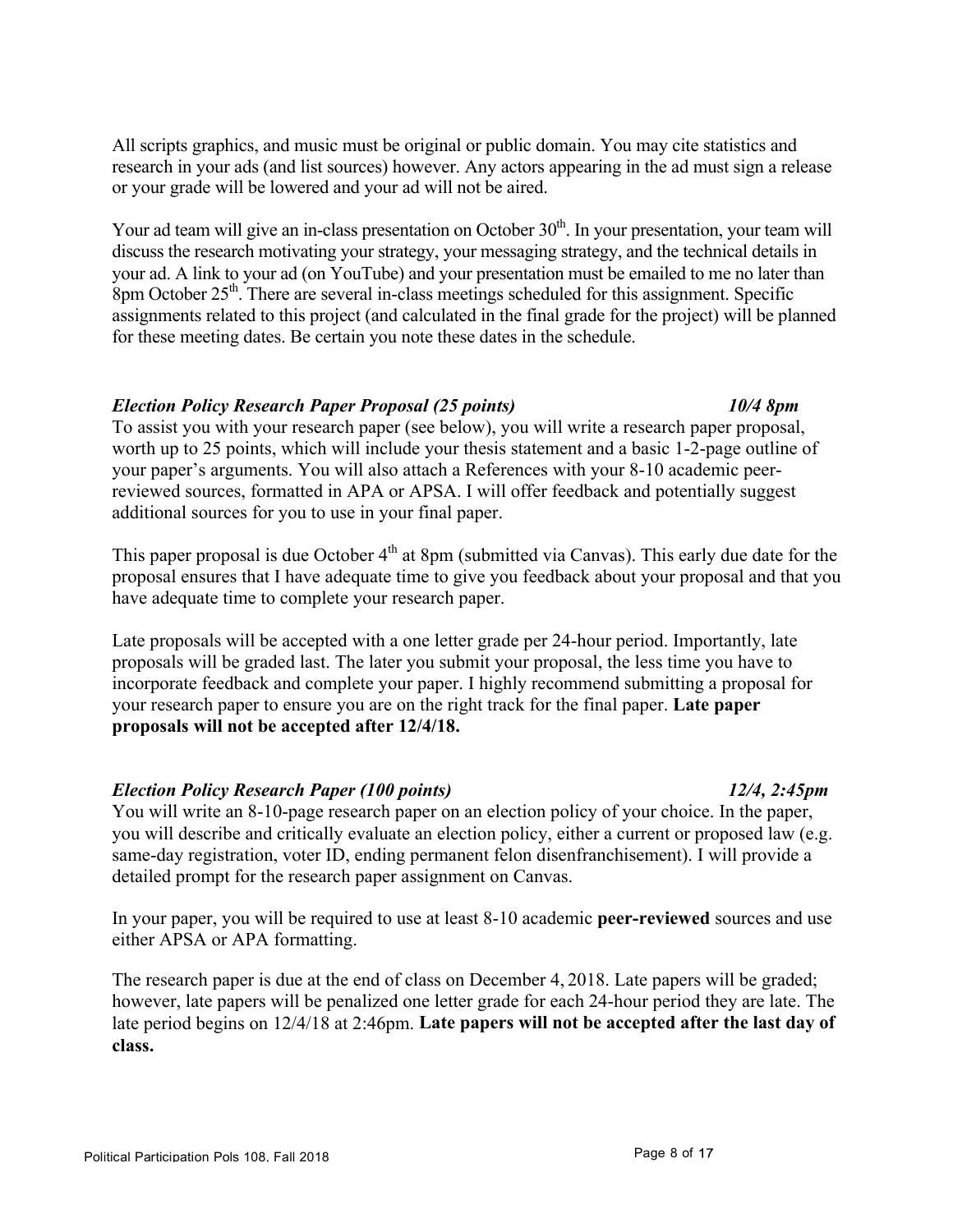All scripts graphics, and music must be original or public domain. You may cite statistics and research in your ads (and list sources) however. Any actors appearing in the ad must sign a release or your grade will be lowered and your ad will not be aired.

Your ad team will give an in-class presentation on October 30th. In your presentation, your team will discuss the research motivating your strategy, your messaging strategy, and the technical details in your ad. A link to your ad (on YouTube) and your presentation must be emailed to me no later than 8pm October 25th. There are several in-class meetings scheduled for this assignment. Specific assignments related to this project (and calculated in the final grade for the project) will be planned for these meeting dates. Be certain you note these dates in the schedule.

***Election Policy Research Paper Proposal (25 points)*** ***10/4 8pm***

To assist you with your research paper (see below), you will write a research paper proposal, worth up to 25 points, which will include your thesis statement and a basic 1-2-page outline of your paper's arguments. You will also attach a References with your 8-10 academic peer-reviewed sources, formatted in APA or APSA. I will offer feedback and potentially suggest additional sources for you to use in your final paper.

This paper proposal is due October 4th at 8pm (submitted via Canvas). This early due date for the proposal ensures that I have adequate time to give you feedback about your proposal and that you have adequate time to complete your research paper.

Late proposals will be accepted with a one letter grade per 24-hour period. Importantly, late proposals will be graded last. The later you submit your proposal, the less time you have to incorporate feedback and complete your paper. I highly recommend submitting a proposal for your research paper to ensure you are on the right track for the final paper. **Late paper proposals will not be accepted after 12/4/18.**

***Election Policy Research Paper (100 points)*** ***12/4, 2:45pm***

You will write an 8-10-page research paper on an election policy of your choice. In the paper, you will describe and critically evaluate an election policy, either a current or proposed law (e.g. same-day registration, voter ID, ending permanent felon disenfranchisement). I will provide a detailed prompt for the research paper assignment on Canvas.

In your paper, you will be required to use at least 8-10 academic **peer-reviewed** sources and use either APSA or APA formatting.

The research paper is due at the end of class on December 4, 2018. Late papers will be graded; however, late papers will be penalized one letter grade for each 24-hour period they are late. The late period begins on 12/4/18 at 2:46pm. **Late papers will not be accepted after the last day of class.**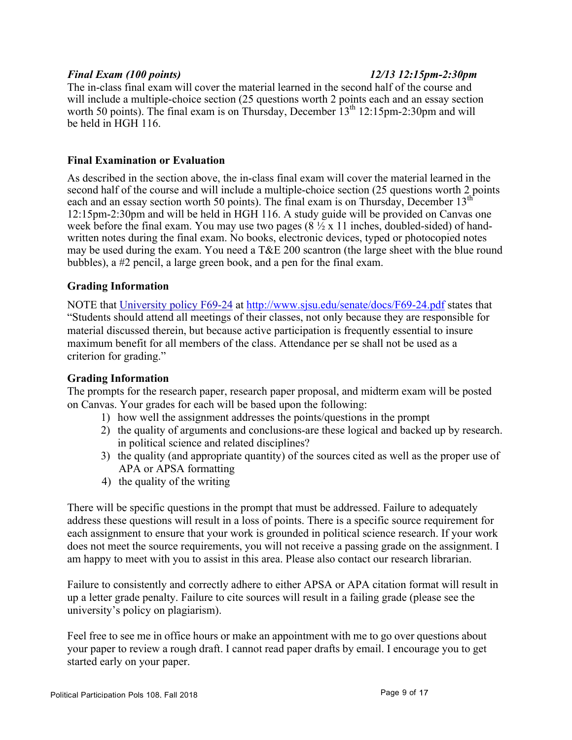***Final Exam (100 points)*** ***12/13 12:15pm-2:30pm***

The in-class final exam will cover the material learned in the second half of the course and will include a multiple-choice section (25 questions worth 2 points each and an essay section worth 50 points). The final exam is on Thursday, December 13th 12:15pm-2:30pm and will be held in HGH 116.

### Final Examination or Evaluation

As described in the section above, the in-class final exam will cover the material learned in the second half of the course and will include a multiple-choice section (25 questions worth 2 points each and an essay section worth 50 points). The final exam is on Thursday, December 13th 12:15pm-2:30pm and will be held in HGH 116. A study guide will be provided on Canvas one week before the final exam. You may use two pages (8 ½ x 11 inches, doubled-sided) of hand-written notes during the final exam. No books, electronic devices, typed or photocopied notes may be used during the exam. You need a T&E 200 scantron (the large sheet with the blue round bubbles), a #2 pencil, a large green book, and a pen for the final exam.

### Grading Information

NOTE that [University policy F69-24](http://www.sjsu.edu/senate/docs/F69-24.pdf) at http://www.sjsu.edu/senate/docs/F69-24.pdf states that "Students should attend all meetings of their classes, not only because they are responsible for material discussed therein, but because active participation is frequently essential to insure maximum benefit for all members of the class. Attendance per se shall not be used as a criterion for grading."

### Grading Information

The prompts for the research paper, research paper proposal, and midterm exam will be posted on Canvas. Your grades for each will be based upon the following:

1) how well the assignment addresses the points/questions in the prompt
2) the quality of arguments and conclusions-are these logical and backed up by research. in political science and related disciplines?
3) the quality (and appropriate quantity) of the sources cited as well as the proper use of APA or APSA formatting
4) the quality of the writing

There will be specific questions in the prompt that must be addressed. Failure to adequately address these questions will result in a loss of points. There is a specific source requirement for each assignment to ensure that your work is grounded in political science research. If your work does not meet the source requirements, you will not receive a passing grade on the assignment. I am happy to meet with you to assist in this area. Please also contact our research librarian.

Failure to consistently and correctly adhere to either APSA or APA citation format will result in up a letter grade penalty. Failure to cite sources will result in a failing grade (please see the university's policy on plagiarism).

Feel free to see me in office hours or make an appointment with me to go over questions about your paper to review a rough draft. I cannot read paper drafts by email. I encourage you to get started early on your paper.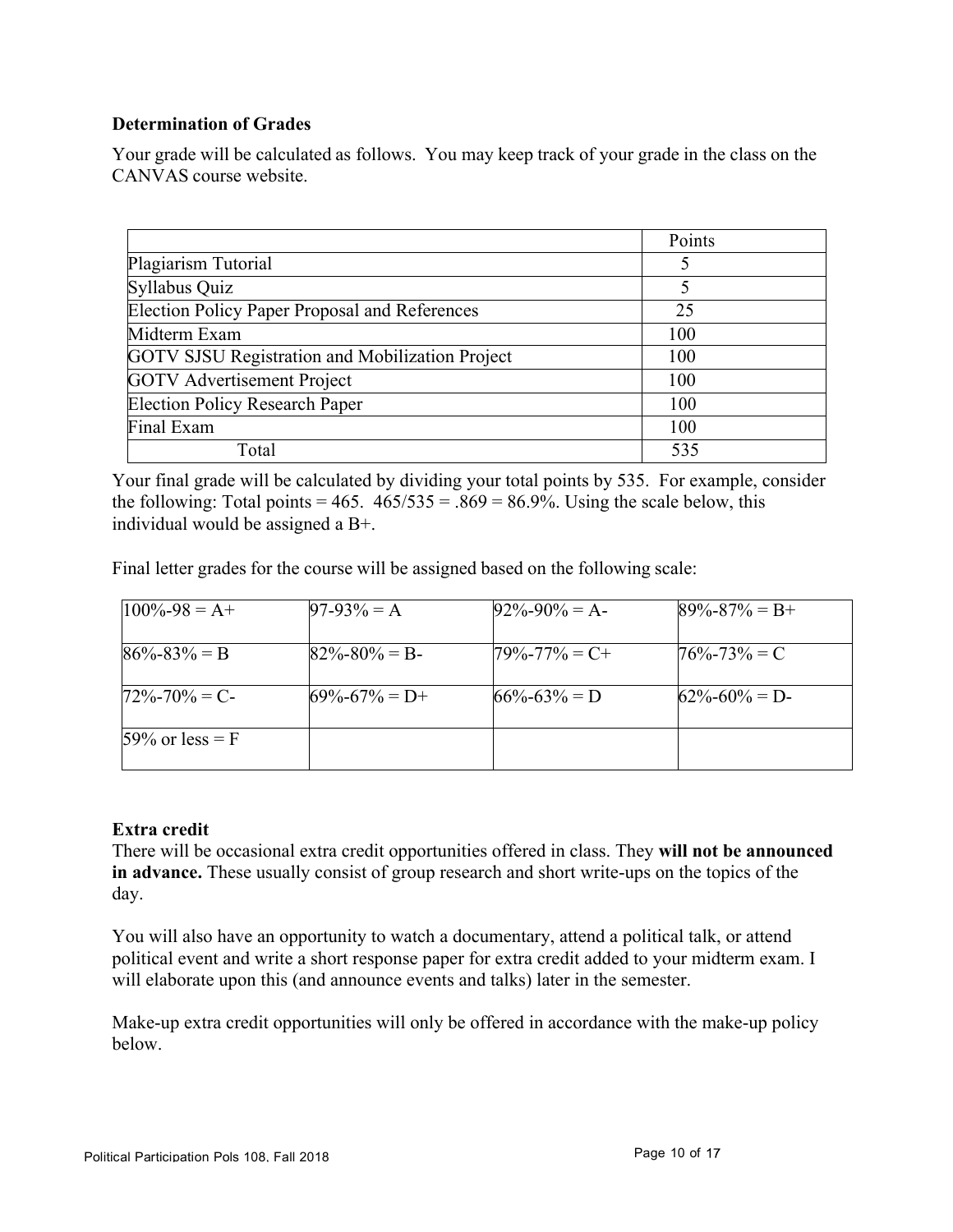### Determination of Grades

Your grade will be calculated as follows. You may keep track of your grade in the class on the CANVAS course website.

| | Points |
|---|---|
| Plagiarism Tutorial | 5 |
| Syllabus Quiz | 5 |
| Election Policy Paper Proposal and References | 25 |
| Midterm Exam | 100 |
| GOTV SJSU Registration and Mobilization Project | 100 |
| GOTV Advertisement Project | 100 |
| Election Policy Research Paper | 100 |
| Final Exam | 100 |
| Total | 535 |

Your final grade will be calculated by dividing your total points by 535. For example, consider the following: Total points = 465. 465/535 = .869 = 86.9%. Using the scale below, this individual would be assigned a B+.

Final letter grades for the course will be assigned based on the following scale:

| | | | |
|---|---|---|---|
| 100%-98 = A+ | 97-93% = A | 92%-90% = A- | 89%-87% = B+ |
| 86%-83% = B | 82%-80% = B- | 79%-77% = C+ | 76%-73% = C |
| 72%-70% = C- | 69%-67% = D+ | 66%-63% = D | 62%-60% = D- |
| 59% or less = F | | | |

### Extra credit

There will be occasional extra credit opportunities offered in class. They **will not be announced in advance.** These usually consist of group research and short write-ups on the topics of the day.

You will also have an opportunity to watch a documentary, attend a political talk, or attend political event and write a short response paper for extra credit added to your midterm exam. I will elaborate upon this (and announce events and talks) later in the semester.

Make-up extra credit opportunities will only be offered in accordance with the make-up policy below.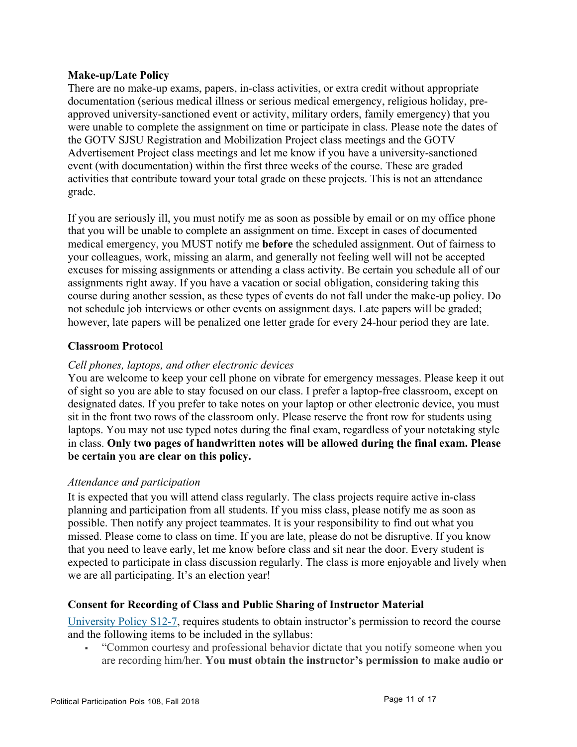### Make-up/Late Policy

There are no make-up exams, papers, in-class activities, or extra credit without appropriate documentation (serious medical illness or serious medical emergency, religious holiday, pre-approved university-sanctioned event or activity, military orders, family emergency) that you were unable to complete the assignment on time or participate in class. Please note the dates of the GOTV SJSU Registration and Mobilization Project class meetings and the GOTV Advertisement Project class meetings and let me know if you have a university-sanctioned event (with documentation) within the first three weeks of the course. These are graded activities that contribute toward your total grade on these projects. This is not an attendance grade.

If you are seriously ill, you must notify me as soon as possible by email or on my office phone that you will be unable to complete an assignment on time. Except in cases of documented medical emergency, you MUST notify me **before** the scheduled assignment. Out of fairness to your colleagues, work, missing an alarm, and generally not feeling well will not be accepted excuses for missing assignments or attending a class activity. Be certain you schedule all of our assignments right away. If you have a vacation or social obligation, considering taking this course during another session, as these types of events do not fall under the make-up policy. Do not schedule job interviews or other events on assignment days. Late papers will be graded; however, late papers will be penalized one letter grade for every 24-hour period they are late.

### Classroom Protocol

*Cell phones, laptops, and other electronic devices*

You are welcome to keep your cell phone on vibrate for emergency messages. Please keep it out of sight so you are able to stay focused on our class. I prefer a laptop-free classroom, except on designated dates. If you prefer to take notes on your laptop or other electronic device, you must sit in the front two rows of the classroom only. Please reserve the front row for students using laptops. You may not use typed notes during the final exam, regardless of your notetaking style in class. **Only two pages of handwritten notes will be allowed during the final exam. Please be certain you are clear on this policy.**

*Attendance and participation*

It is expected that you will attend class regularly. The class projects require active in-class planning and participation from all students. If you miss class, please notify me as soon as possible. Then notify any project teammates. It is your responsibility to find out what you missed. Please come to class on time. If you are late, please do not be disruptive. If you know that you need to leave early, let me know before class and sit near the door. Every student is expected to participate in class discussion regularly. The class is more enjoyable and lively when we are all participating. It's an election year!

### Consent for Recording of Class and Public Sharing of Instructor Material

University Policy S12-7, requires students to obtain instructor's permission to record the course and the following items to be included in the syllabus:

- "Common courtesy and professional behavior dictate that you notify someone when you are recording him/her. **You must obtain the instructor's permission to make audio or**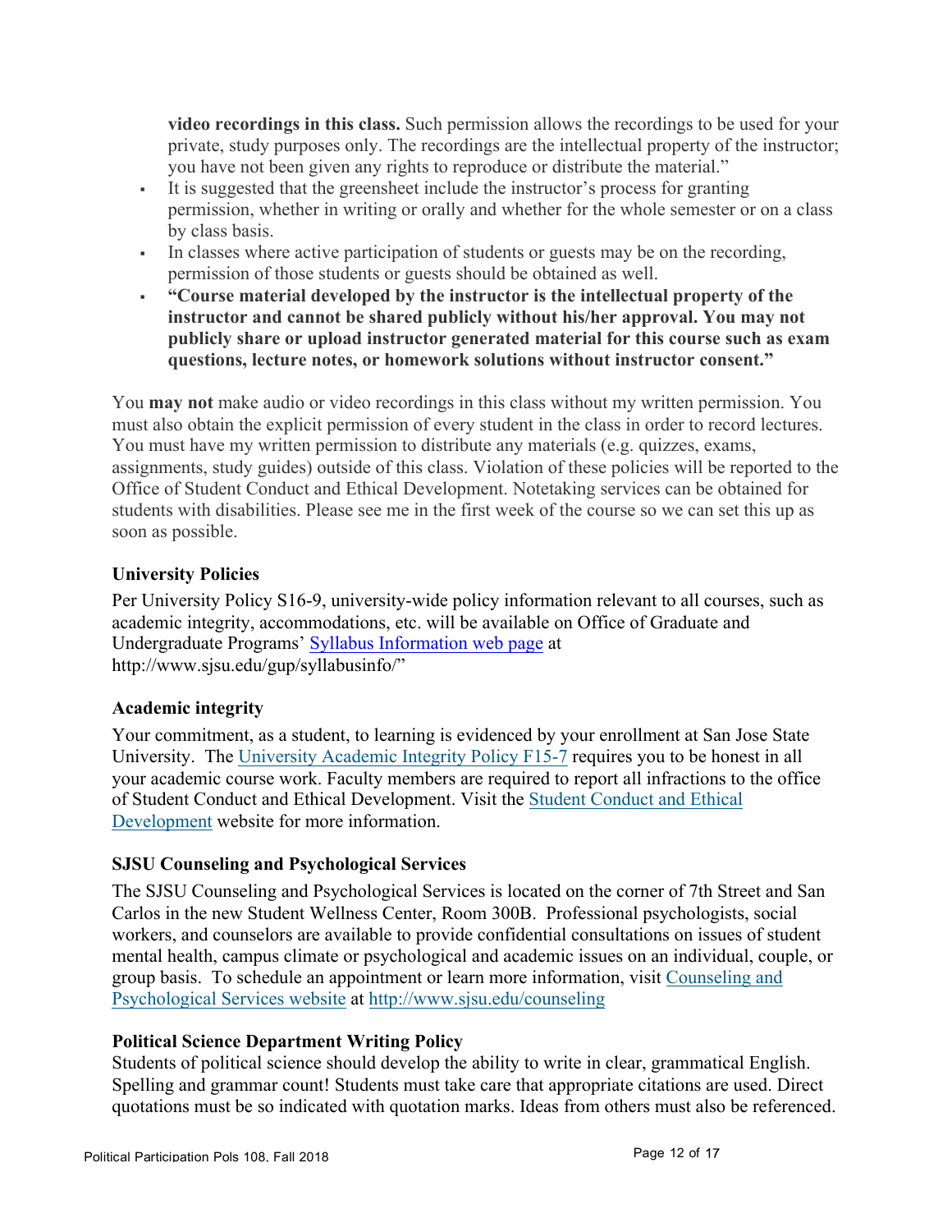**video recordings in this class.** Such permission allows the recordings to be used for your private, study purposes only. The recordings are the intellectual property of the instructor; you have not been given any rights to reproduce or distribute the material."

- It is suggested that the greensheet include the instructor's process for granting permission, whether in writing or orally and whether for the whole semester or on a class by class basis.
- In classes where active participation of students or guests may be on the recording, permission of those students or guests should be obtained as well.
- **"Course material developed by the instructor is the intellectual property of the instructor and cannot be shared publicly without his/her approval. You may not publicly share or upload instructor generated material for this course such as exam questions, lecture notes, or homework solutions without instructor consent."**

You **may not** make audio or video recordings in this class without my written permission. You must also obtain the explicit permission of every student in the class in order to record lectures. You must have my written permission to distribute any materials (e.g. quizzes, exams, assignments, study guides) outside of this class. Violation of these policies will be reported to the Office of Student Conduct and Ethical Development. Notetaking services can be obtained for students with disabilities. Please see me in the first week of the course so we can set this up as soon as possible.

### University Policies

Per University Policy S16-9, university-wide policy information relevant to all courses, such as academic integrity, accommodations, etc. will be available on Office of Graduate and Undergraduate Programs' [Syllabus Information web page](http://www.sjsu.edu/gup/syllabusinfo/) at http://www.sjsu.edu/gup/syllabusinfo/"

### Academic integrity

Your commitment, as a student, to learning is evidenced by your enrollment at San Jose State University. The University Academic Integrity Policy F15-7 requires you to be honest in all your academic course work. Faculty members are required to report all infractions to the office of Student Conduct and Ethical Development. Visit the Student Conduct and Ethical Development website for more information.

### SJSU Counseling and Psychological Services

The SJSU Counseling and Psychological Services is located on the corner of 7th Street and San Carlos in the new Student Wellness Center, Room 300B. Professional psychologists, social workers, and counselors are available to provide confidential consultations on issues of student mental health, campus climate or psychological and academic issues on an individual, couple, or group basis. To schedule an appointment or learn more information, visit [Counseling and Psychological Services website](http://www.sjsu.edu/counseling) at http://www.sjsu.edu/counseling

### Political Science Department Writing Policy

Students of political science should develop the ability to write in clear, grammatical English. Spelling and grammar count! Students must take care that appropriate citations are used. Direct quotations must be so indicated with quotation marks. Ideas from others must also be referenced.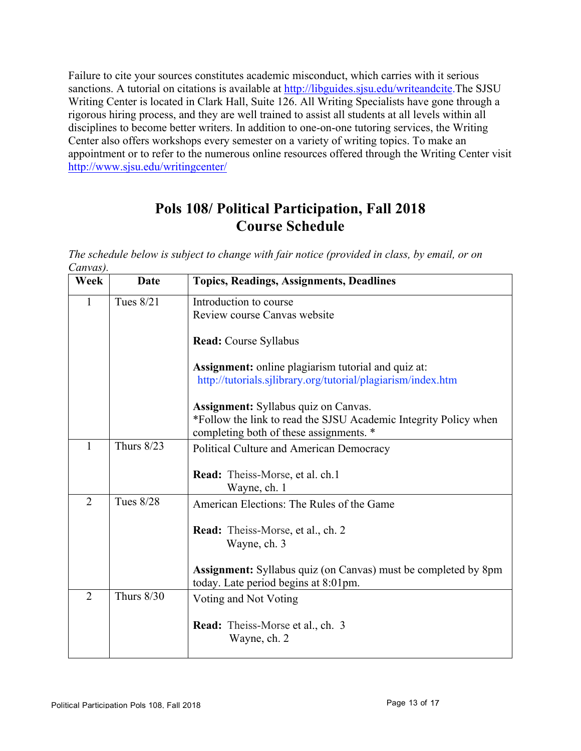Failure to cite your sources constitutes academic misconduct, which carries with it serious sanctions. A tutorial on citations is available at http://libguides.sjsu.edu/writeandcite.The SJSU Writing Center is located in Clark Hall, Suite 126. All Writing Specialists have gone through a rigorous hiring process, and they are well trained to assist all students at all levels within all disciplines to become better writers. In addition to one-on-one tutoring services, the Writing Center also offers workshops every semester on a variety of writing topics. To make an appointment or to refer to the numerous online resources offered through the Writing Center visit http://www.sjsu.edu/writingcenter/

# Pols 108/ Political Participation, Fall 2018
# Course Schedule

*The schedule below is subject to change with fair notice (provided in class, by email, or on Canvas).*

| Week | Date | Topics, Readings, Assignments, Deadlines |
|---|---|---|
| 1 | Tues 8/21 | Introduction to course<br>Review course Canvas website<br><br>**Read:** Course Syllabus<br><br>**Assignment:** online plagiarism tutorial and quiz at: http://tutorials.sjlibrary.org/tutorial/plagiarism/index.htm<br><br>**Assignment:** Syllabus quiz on Canvas.<br>*Follow the link to read the SJSU Academic Integrity Policy when completing both of these assignments. * |
| 1 | Thurs 8/23 | Political Culture and American Democracy<br><br>**Read:** Theiss-Morse, et al. ch.1<br>Wayne, ch. 1 |
| 2 | Tues 8/28 | American Elections: The Rules of the Game<br><br>**Read:** Theiss-Morse, et al., ch. 2<br>Wayne, ch. 3<br><br>**Assignment:** Syllabus quiz (on Canvas) must be completed by 8pm today. Late period begins at 8:01pm. |
| 2 | Thurs 8/30 | Voting and Not Voting<br><br>**Read:** Theiss-Morse et al., ch. 3<br>Wayne, ch. 2 |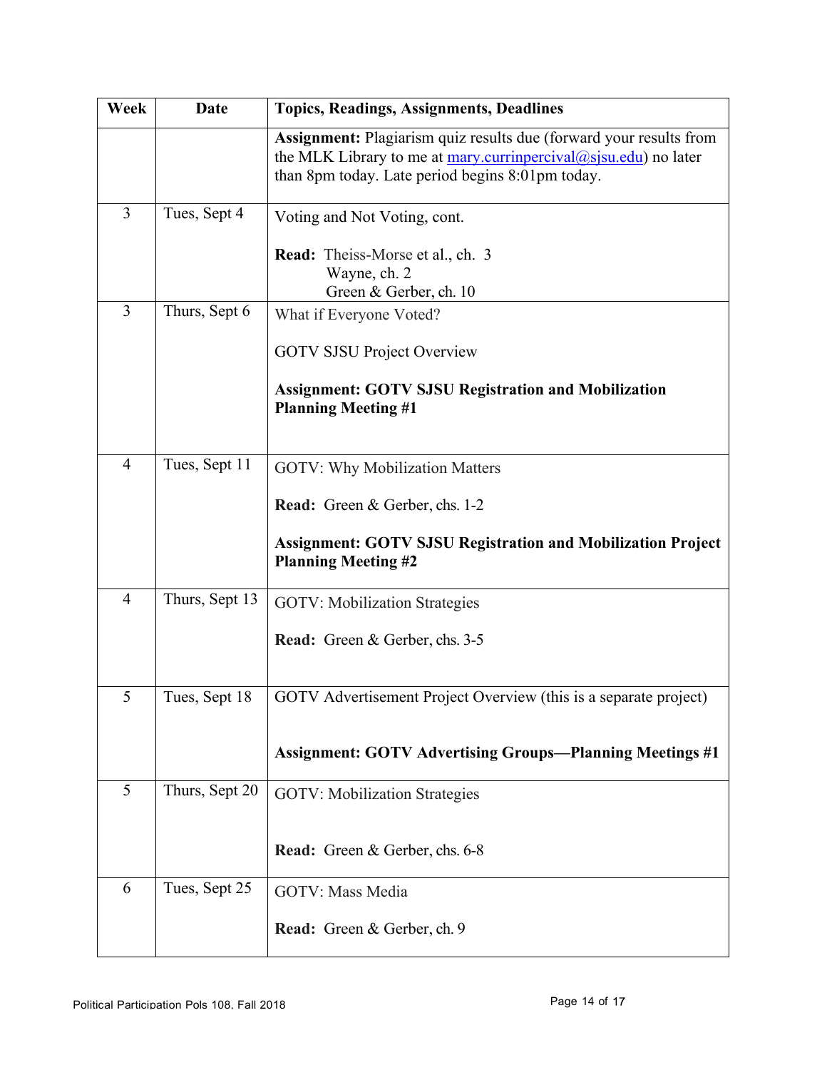| Week | Date | Topics, Readings, Assignments, Deadlines |
|---|---|---|
| | | **Assignment:** Plagiarism quiz results due (forward your results from the MLK Library to me at mary.currinpercival@sjsu.edu) no later than 8pm today. Late period begins 8:01pm today. |
| 3 | Tues, Sept 4 | Voting and Not Voting, cont.<br><br>**Read:** Theiss-Morse et al., ch. 3<br>Wayne, ch. 2<br>Green & Gerber, ch. 10 |
| 3 | Thurs, Sept 6 | What if Everyone Voted?<br><br>GOTV SJSU Project Overview<br><br>**Assignment: GOTV SJSU Registration and Mobilization Planning Meeting #1** |
| 4 | Tues, Sept 11 | GOTV: Why Mobilization Matters<br><br>**Read:** Green & Gerber, chs. 1-2<br><br>**Assignment: GOTV SJSU Registration and Mobilization Project Planning Meeting #2** |
| 4 | Thurs, Sept 13 | GOTV: Mobilization Strategies<br><br>**Read:** Green & Gerber, chs. 3-5 |
| 5 | Tues, Sept 18 | GOTV Advertisement Project Overview (this is a separate project)<br><br>**Assignment: GOTV Advertising Groups—Planning Meetings #1** |
| 5 | Thurs, Sept 20 | GOTV: Mobilization Strategies<br><br>**Read:** Green & Gerber, chs. 6-8 |
| 6 | Tues, Sept 25 | GOTV: Mass Media<br><br>**Read:** Green & Gerber, ch. 9 |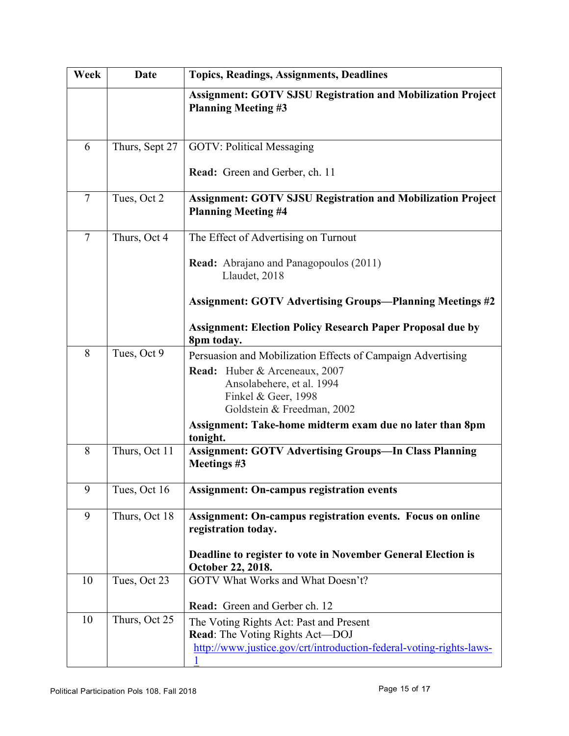| Week | Date | Topics, Readings, Assignments, Deadlines |
|---|---|---|
| | | **Assignment: GOTV SJSU Registration and Mobilization Project Planning Meeting #3** |
| 6 | Thurs, Sept 27 | GOTV: Political Messaging<br><br>**Read:** Green and Gerber, ch. 11 |
| 7 | Tues, Oct 2 | **Assignment: GOTV SJSU Registration and Mobilization Project Planning Meeting #4** |
| 7 | Thurs, Oct 4 | The Effect of Advertising on Turnout<br><br>**Read:** Abrajano and Panagopoulos (2011)<br>Llaudet, 2018<br><br>**Assignment: GOTV Advertising Groups—Planning Meetings #2**<br><br>**Assignment: Election Policy Research Paper Proposal due by 8pm today.** |
| 8 | Tues, Oct 9 | Persuasion and Mobilization Effects of Campaign Advertising<br>**Read:** Huber & Arceneaux, 2007<br>Ansolabehere, et al. 1994<br>Finkel & Geer, 1998<br>Goldstein & Freedman, 2002<br>**Assignment: Take-home midterm exam due no later than 8pm tonight.** |
| 8 | Thurs, Oct 11 | **Assignment: GOTV Advertising Groups—In Class Planning Meetings #3** |
| 9 | Tues, Oct 16 | **Assignment: On-campus registration events** |
| 9 | Thurs, Oct 18 | **Assignment: On-campus registration events. Focus on online registration today.**<br><br>**Deadline to register to vote in November General Election is October 22, 2018.** |
| 10 | Tues, Oct 23 | GOTV What Works and What Doesn't?<br><br>**Read:** Green and Gerber ch. 12 |
| 10 | Thurs, Oct 25 | The Voting Rights Act: Past and Present<br>**Read**: The Voting Rights Act—DOJ<br>http://www.justice.gov/crt/introduction-federal-voting-rights-laws-1 |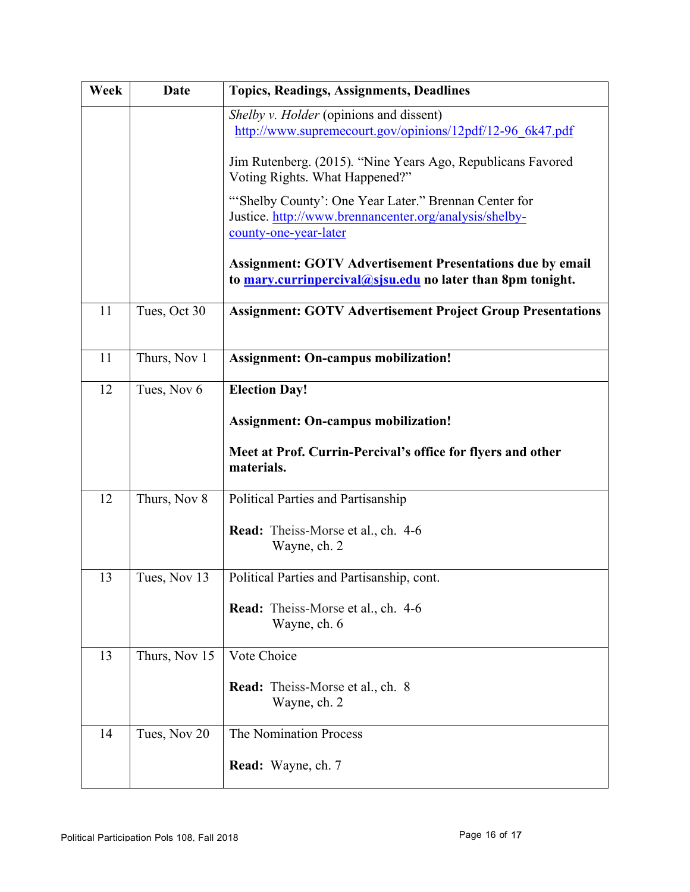| Week | Date | Topics, Readings, Assignments, Deadlines |
|---|---|---|
| | | *Shelby v. Holder* (opinions and dissent) http://www.supremecourt.gov/opinions/12pdf/12-96_6k47.pdf<br><br>Jim Rutenberg. (2015). "Nine Years Ago, Republicans Favored Voting Rights. What Happened?"<br><br>"'Shelby County': One Year Later." Brennan Center for Justice. http://www.brennancenter.org/analysis/shelby-county-one-year-later<br><br>**Assignment: GOTV Advertisement Presentations due by email to mary.currinpercival@sjsu.edu no later than 8pm tonight.** |
| 11 | Tues, Oct 30 | **Assignment: GOTV Advertisement Project Group Presentations** |
| 11 | Thurs, Nov 1 | **Assignment: On-campus mobilization!** |
| 12 | Tues, Nov 6 | **Election Day!**<br><br>**Assignment: On-campus mobilization!**<br><br>**Meet at Prof. Currin-Percival's office for flyers and other materials.** |
| 12 | Thurs, Nov 8 | Political Parties and Partisanship<br><br>**Read:** Theiss-Morse et al., ch. 4-6<br>Wayne, ch. 2 |
| 13 | Tues, Nov 13 | Political Parties and Partisanship, cont.<br><br>**Read:** Theiss-Morse et al., ch. 4-6<br>Wayne, ch. 6 |
| 13 | Thurs, Nov 15 | Vote Choice<br><br>**Read:** Theiss-Morse et al., ch. 8<br>Wayne, ch. 2 |
| 14 | Tues, Nov 20 | The Nomination Process<br><br>**Read:** Wayne, ch. 7 |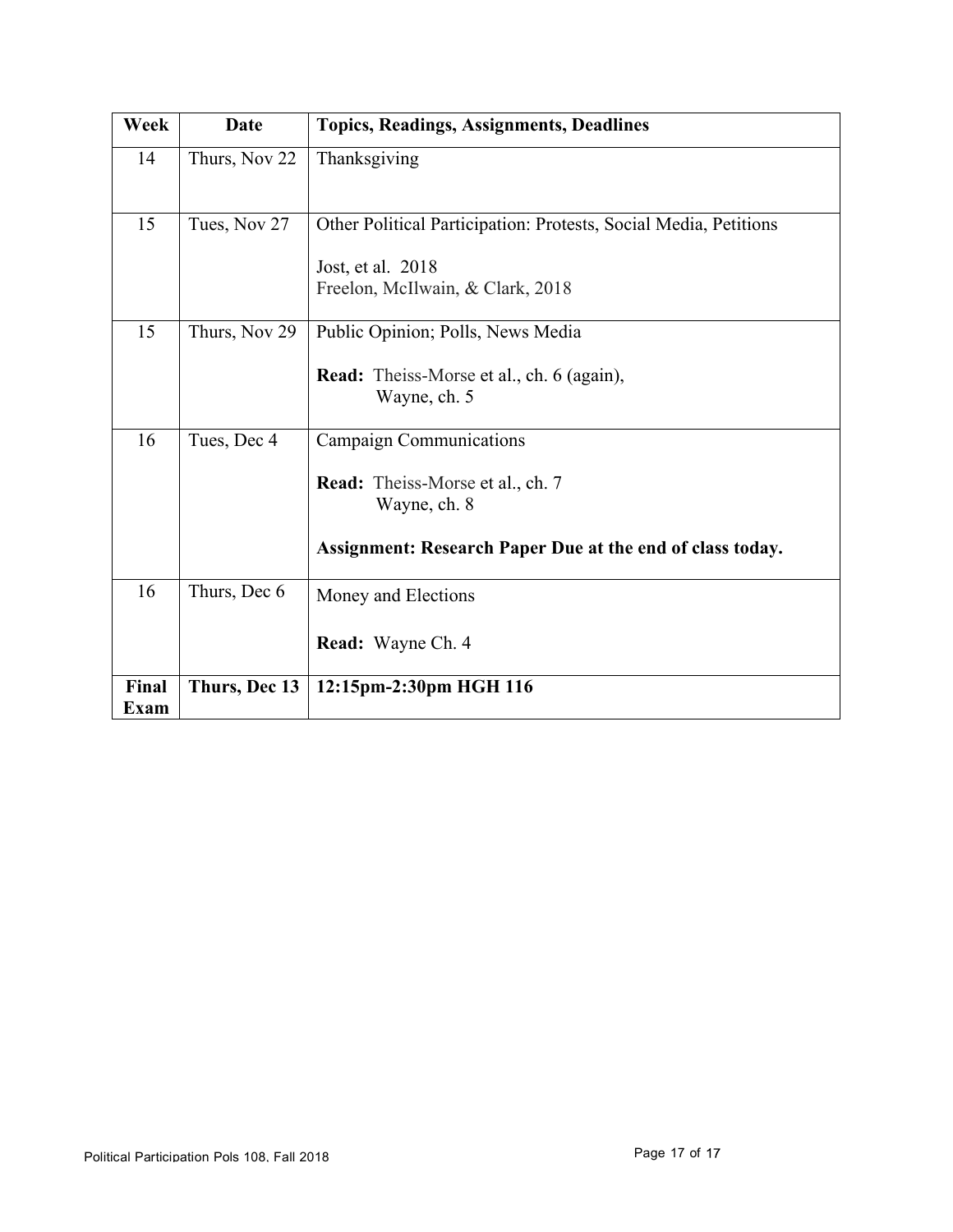| Week | Date | Topics, Readings, Assignments, Deadlines |
| --- | --- | --- |
| 14 | Thurs, Nov 22 | Thanksgiving |
| 15 | Tues, Nov 27 | Other Political Participation: Protests, Social Media, Petitions<br><br>Jost, et al. 2018<br>Freelon, McIlwain, & Clark, 2018 |
| 15 | Thurs, Nov 29 | Public Opinion; Polls, News Media<br><br>**Read:** Theiss-Morse et al., ch. 6 (again),<br>Wayne, ch. 5 |
| 16 | Tues, Dec 4 | Campaign Communications<br><br>**Read:** Theiss-Morse et al., ch. 7<br>Wayne, ch. 8<br><br>**Assignment: Research Paper Due at the end of class today.** |
| 16 | Thurs, Dec 6 | Money and Elections<br><br>**Read:** Wayne Ch. 4 |
| **Final Exam** | **Thurs, Dec 13** | **12:15pm-2:30pm HGH 116** |